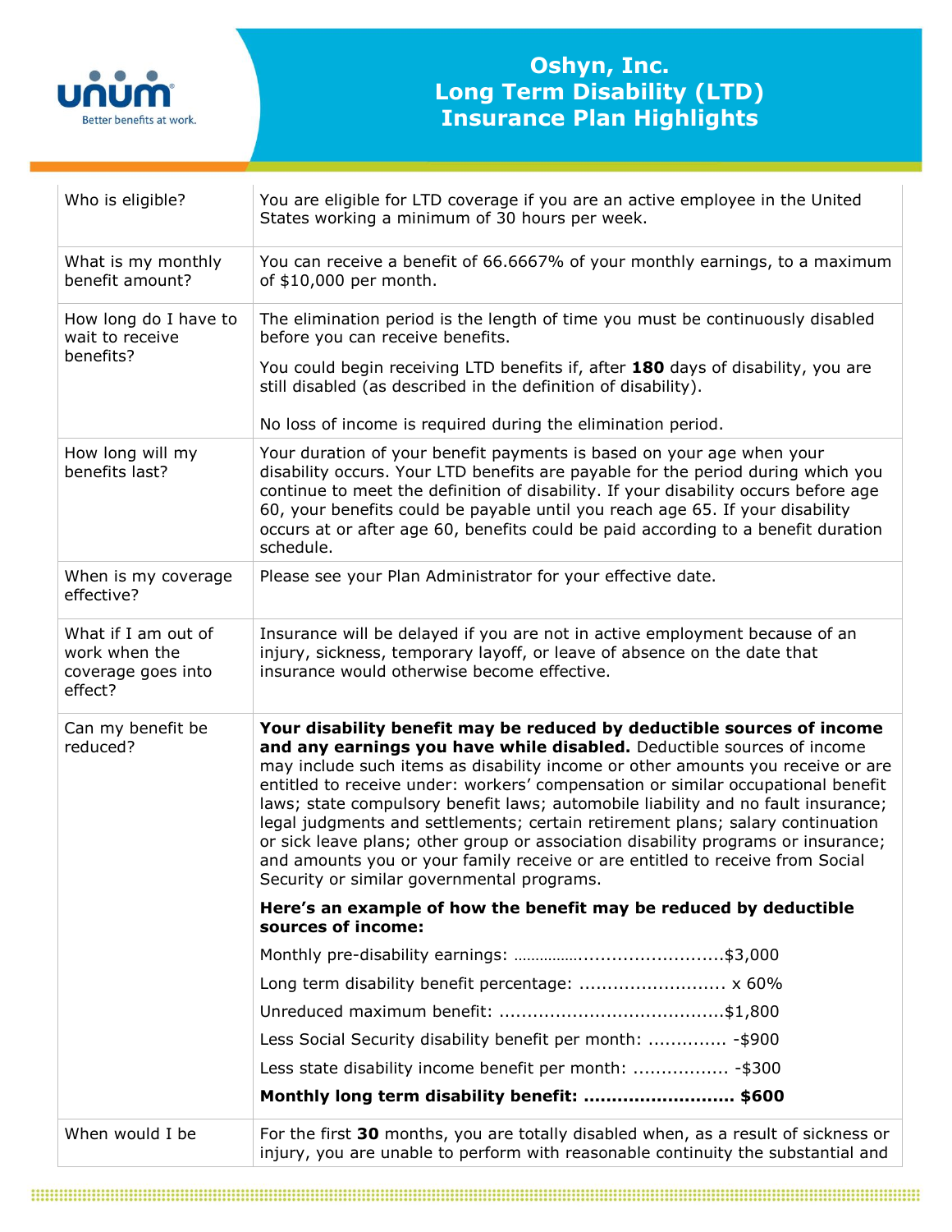# Oshyn, Inc.
# Long Term Disability (LTD) Insurance Plan Highlights

| | |
|---|---|
| Who is eligible? | You are eligible for LTD coverage if you are an active employee in the United States working a minimum of 30 hours per week. |
| What is my monthly benefit amount? | You can receive a benefit of 66.6667% of your monthly earnings, to a maximum of $10,000 per month. |
| How long do I have to wait to receive benefits? | The elimination period is the length of time you must be continuously disabled before you can receive benefits.<br><br>You could begin receiving LTD benefits if, after **180** days of disability, you are still disabled (as described in the definition of disability).<br><br>No loss of income is required during the elimination period. |
| How long will my benefits last? | Your duration of your benefit payments is based on your age when your disability occurs. Your LTD benefits are payable for the period during which you continue to meet the definition of disability. If your disability occurs before age 60, your benefits could be payable until you reach age 65. If your disability occurs at or after age 60, benefits could be paid according to a benefit duration schedule. |
| When is my coverage effective? | Please see your Plan Administrator for your effective date. |
| What if I am out of work when the coverage goes into effect? | Insurance will be delayed if you are not in active employment because of an injury, sickness, temporary layoff, or leave of absence on the date that insurance would otherwise become effective. |
| Can my benefit be reduced? | **Your disability benefit may be reduced by deductible sources of income and any earnings you have while disabled.** Deductible sources of income may include such items as disability income or other amounts you receive or are entitled to receive under: workers' compensation or similar occupational benefit laws; state compulsory benefit laws; automobile liability and no fault insurance; legal judgments and settlements; certain retirement plans; salary continuation or sick leave plans; other group or association disability programs or insurance; and amounts you or your family receive or are entitled to receive from Social Security or similar governmental programs.<br><br>**Here's an example of how the benefit may be reduced by deductible sources of income:**<br><br>Monthly pre-disability earnings: ....................................$3,000<br>Long term disability benefit percentage: ......................... x 60%<br>Unreduced maximum benefit: .......................................$1,800<br>Less Social Security disability benefit per month: ............. -$900<br>Less state disability income benefit per month: ................. -$300<br>**Monthly long term disability benefit: .......................... $600** |
| When would I be | For the first **30** months, you are totally disabled when, as a result of sickness or injury, you are unable to perform with reasonable continuity the substantial and |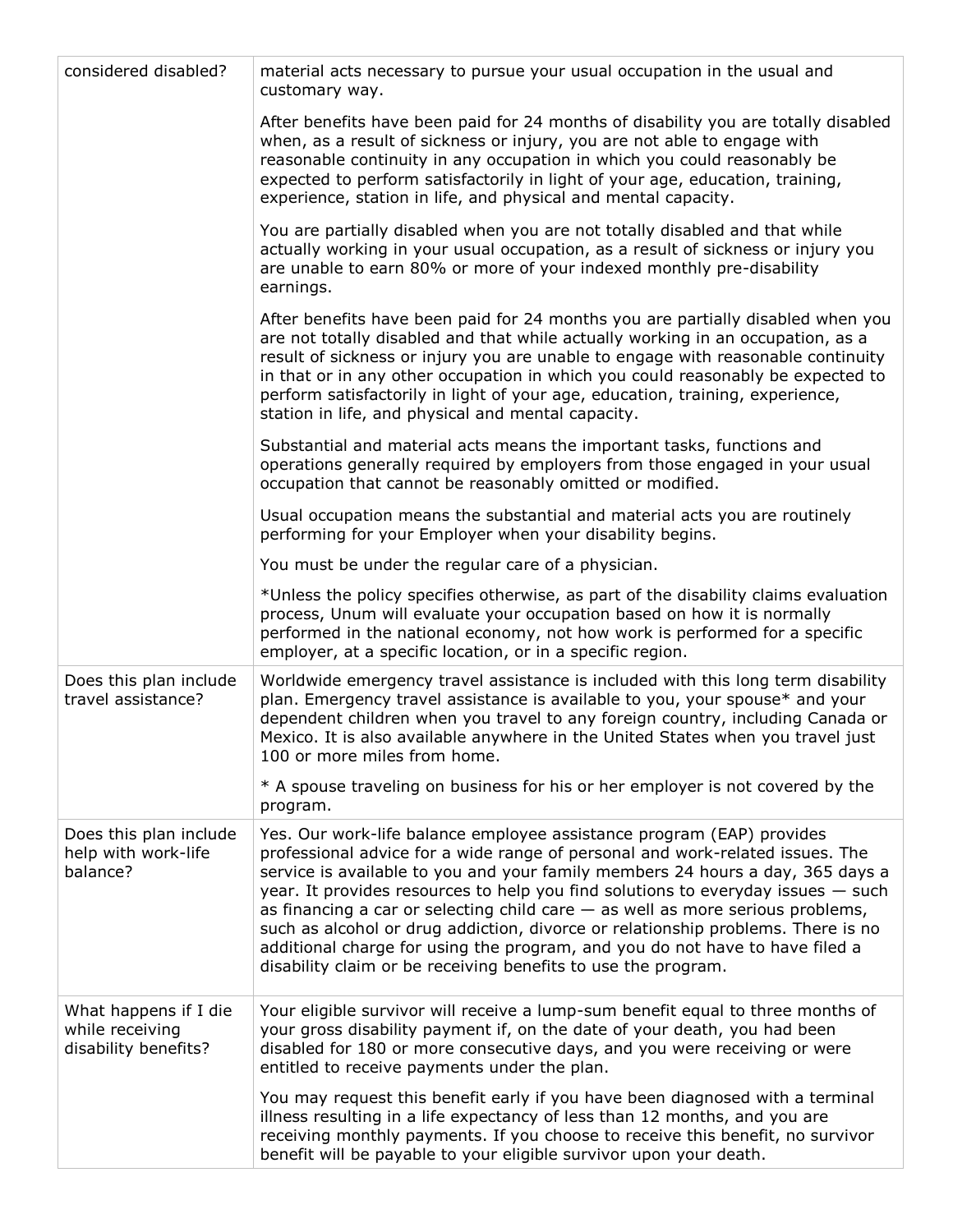| | |
|---|---|
| considered disabled? | material acts necessary to pursue your usual occupation in the usual and customary way.<br><br>After benefits have been paid for 24 months of disability you are totally disabled when, as a result of sickness or injury, you are not able to engage with reasonable continuity in any occupation in which you could reasonably be expected to perform satisfactorily in light of your age, education, training, experience, station in life, and physical and mental capacity.<br><br>You are partially disabled when you are not totally disabled and that while actually working in your usual occupation, as a result of sickness or injury you are unable to earn 80% or more of your indexed monthly pre-disability earnings.<br><br>After benefits have been paid for 24 months you are partially disabled when you are not totally disabled and that while actually working in an occupation, as a result of sickness or injury you are unable to engage with reasonable continuity in that or in any other occupation in which you could reasonably be expected to perform satisfactorily in light of your age, education, training, experience, station in life, and physical and mental capacity.<br><br>Substantial and material acts means the important tasks, functions and operations generally required by employers from those engaged in your usual occupation that cannot be reasonably omitted or modified.<br><br>Usual occupation means the substantial and material acts you are routinely performing for your Employer when your disability begins.<br><br>You must be under the regular care of a physician.<br><br>*Unless the policy specifies otherwise, as part of the disability claims evaluation process, Unum will evaluate your occupation based on how it is normally performed in the national economy, not how work is performed for a specific employer, at a specific location, or in a specific region. |
| Does this plan include travel assistance? | Worldwide emergency travel assistance is included with this long term disability plan. Emergency travel assistance is available to you, your spouse* and your dependent children when you travel to any foreign country, including Canada or Mexico. It is also available anywhere in the United States when you travel just 100 or more miles from home.<br><br>* A spouse traveling on business for his or her employer is not covered by the program. |
| Does this plan include help with work-life balance? | Yes. Our work-life balance employee assistance program (EAP) provides professional advice for a wide range of personal and work-related issues. The service is available to you and your family members 24 hours a day, 365 days a year. It provides resources to help you find solutions to everyday issues — such as financing a car or selecting child care — as well as more serious problems, such as alcohol or drug addiction, divorce or relationship problems. There is no additional charge for using the program, and you do not have to have filed a disability claim or be receiving benefits to use the program. |
| What happens if I die while receiving disability benefits? | Your eligible survivor will receive a lump-sum benefit equal to three months of your gross disability payment if, on the date of your death, you had been disabled for 180 or more consecutive days, and you were receiving or were entitled to receive payments under the plan.<br><br>You may request this benefit early if you have been diagnosed with a terminal illness resulting in a life expectancy of less than 12 months, and you are receiving monthly payments. If you choose to receive this benefit, no survivor benefit will be payable to your eligible survivor upon your death. |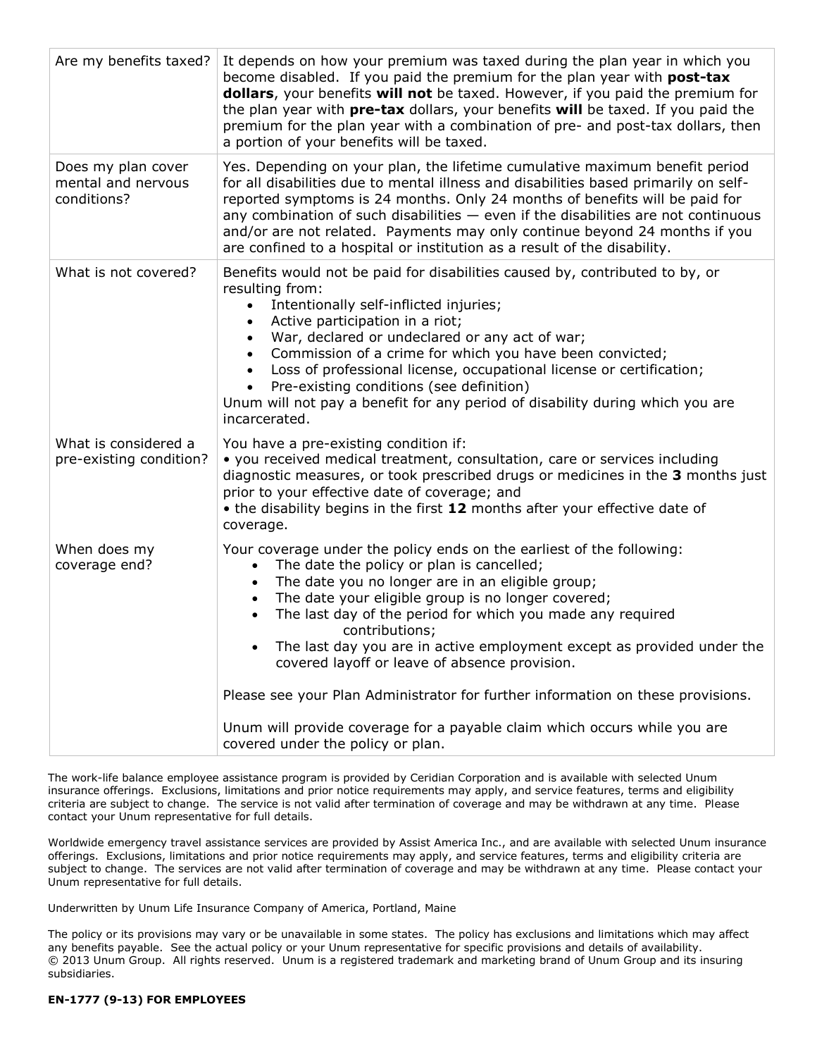| | |
|---|---|
| Are my benefits taxed? | It depends on how your premium was taxed during the plan year in which you become disabled. If you paid the premium for the plan year with **post-tax dollars**, your benefits **will not** be taxed. However, if you paid the premium for the plan year with **pre-tax** dollars, your benefits **will** be taxed. If you paid the premium for the plan year with a combination of pre- and post-tax dollars, then a portion of your benefits will be taxed. |
| Does my plan cover mental and nervous conditions? | Yes. Depending on your plan, the lifetime cumulative maximum benefit period for all disabilities due to mental illness and disabilities based primarily on self-reported symptoms is 24 months. Only 24 months of benefits will be paid for any combination of such disabilities — even if the disabilities are not continuous and/or are not related. Payments may only continue beyond 24 months if you are confined to a hospital or institution as a result of the disability. |
| What is not covered? | Benefits would not be paid for disabilities caused by, contributed to by, or resulting from:<br>• Intentionally self-inflicted injuries;<br>• Active participation in a riot;<br>• War, declared or undeclared or any act of war;<br>• Commission of a crime for which you have been convicted;<br>• Loss of professional license, occupational license or certification;<br>• Pre-existing conditions (see definition)<br>Unum will not pay a benefit for any period of disability during which you are incarcerated. |
| What is considered a pre-existing condition? | You have a pre-existing condition if:<br>• you received medical treatment, consultation, care or services including diagnostic measures, or took prescribed drugs or medicines in the **3** months just prior to your effective date of coverage; and<br>• the disability begins in the first **12** months after your effective date of coverage. |
| When does my coverage end? | Your coverage under the policy ends on the earliest of the following:<br>• The date the policy or plan is cancelled;<br>• The date you no longer are in an eligible group;<br>• The date your eligible group is no longer covered;<br>• The last day of the period for which you made any required contributions;<br>• The last day you are in active employment except as provided under the covered layoff or leave of absence provision.<br><br>Please see your Plan Administrator for further information on these provisions.<br><br>Unum will provide coverage for a payable claim which occurs while you are covered under the policy or plan. |

The work-life balance employee assistance program is provided by Ceridian Corporation and is available with selected Unum insurance offerings. Exclusions, limitations and prior notice requirements may apply, and service features, terms and eligibility criteria are subject to change. The service is not valid after termination of coverage and may be withdrawn at any time. Please contact your Unum representative for full details.

Worldwide emergency travel assistance services are provided by Assist America Inc., and are available with selected Unum insurance offerings. Exclusions, limitations and prior notice requirements may apply, and service features, terms and eligibility criteria are subject to change. The services are not valid after termination of coverage and may be withdrawn at any time. Please contact your Unum representative for full details.

Underwritten by Unum Life Insurance Company of America, Portland, Maine

The policy or its provisions may vary or be unavailable in some states. The policy has exclusions and limitations which may affect any benefits payable. See the actual policy or your Unum representative for specific provisions and details of availability.
© 2013 Unum Group. All rights reserved. Unum is a registered trademark and marketing brand of Unum Group and its insuring subsidiaries.

**EN-1777 (9-13) FOR EMPLOYEES**